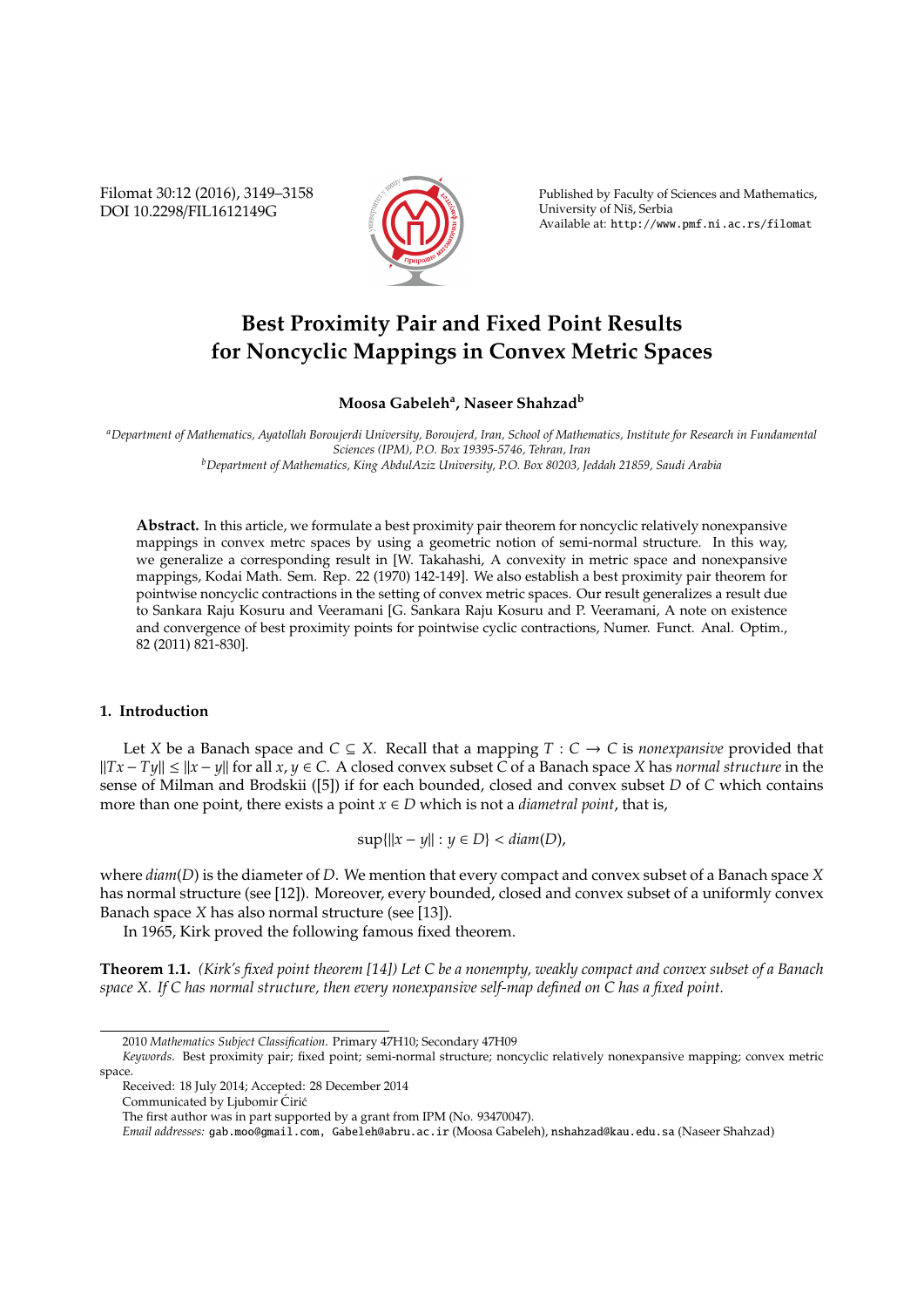# Best Proximity Pair and Fixed Point Results for Noncyclic Mappings in Convex Metric Spaces

**Moosa Gabeleh[a], Naseer Shahzad[b]**

[a]*Department of Mathematics, Ayatollah Boroujerdi University, Boroujerd, Iran, School of Mathematics, Institute for Research in Fundamental Sciences (IPM), P.O. Box 19395-5746, Tehran, Iran*
[b]*Department of Mathematics, King AbdulAziz University, P.O. Box 80203, Jeddah 21859, Saudi Arabia*

**Abstract.** In this article, we formulate a best proximity pair theorem for noncyclic relatively nonexpansive mappings in convex metrc spaces by using a geometric notion of semi-normal structure. In this way, we generalize a corresponding result in [W. Takahashi, A convexity in metric space and nonexpansive mappings, Kodai Math. Sem. Rep. 22 (1970) 142-149]. We also establish a best proximity pair theorem for pointwise noncyclic contractions in the setting of convex metric spaces. Our result generalizes a result due to Sankara Raju Kosuru and Veeramani [G. Sankara Raju Kosuru and P. Veeramani, A note on existence and convergence of best proximity points for pointwise cyclic contractions, Numer. Funct. Anal. Optim., 82 (2011) 821-830].

## 1. Introduction

Let $X$ be a Banach space and $C \subseteq X$. Recall that a mapping $T : C \to C$ is *nonexpansive* provided that $\|Tx - Ty\| \le \|x - y\|$ for all $x, y \in C$. A closed convex subset $C$ of a Banach space $X$ has *normal structure* in the sense of Milman and Brodskii ([5]) if for each bounded, closed and convex subset $D$ of $C$ which contains more than one point, there exists a point $x \in D$ which is not a *diametral point*, that is,

$$\sup\{\|x - y\| : y \in D\} < diam(D),$$

where $diam(D)$ is the diameter of $D$. We mention that every compact and convex subset of a Banach space $X$ has normal structure (see [12]). Moreover, every bounded, closed and convex subset of a uniformly convex Banach space $X$ has also normal structure (see [13]).

In 1965, Kirk proved the following famous fixed theorem.

**Theorem 1.1.** *(Kirk's fixed point theorem [14]) Let $C$ be a nonempty, weakly compact and convex subset of a Banach space $X$. If $C$ has normal structure, then every nonexpansive self-map defined on $C$ has a fixed point.*

---

2010 *Mathematics Subject Classification.* Primary 47H10; Secondary 47H09

*Keywords.* Best proximity pair; fixed point; semi-normal structure; noncyclic relatively nonexpansive mapping; convex metric space.

Received: 18 July 2014; Accepted: 28 December 2014

Communicated by Ljubomir Ćirić

The first author was in part supported by a grant from IPM (No. 93470047).

*Email addresses:* gab.moo@gmail.com, Gabeleh@abru.ac.ir (Moosa Gabeleh), nshahzad@kau.edu.sa (Naseer Shahzad)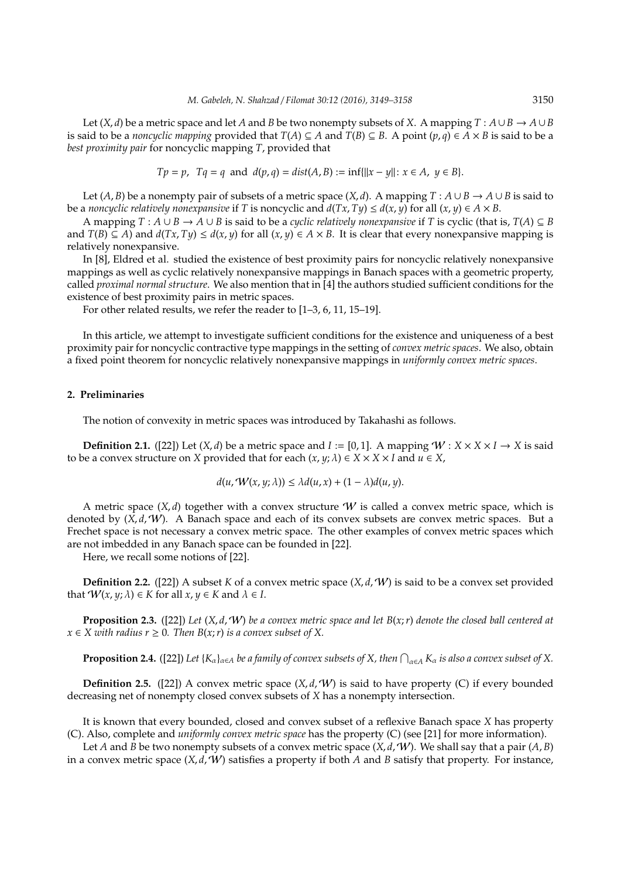Let $(X, d)$ be a metric space and let $A$ and $B$ be two nonempty subsets of $X$. A mapping $T : A\cup B \to A\cup B$ is said to be a *noncyclic mapping* provided that $T(A) \subseteq A$ and $T(B) \subseteq B$. A point $(p, q) \in A \times B$ is said to be a *best proximity pair* for noncyclic mapping $T$, provided that

$$Tp = p, \;\; Tq = q \;\text{ and }\; d(p, q) = dist(A, B) := \inf\{\|x - y\| : x \in A, \; y \in B\}.$$

Let $(A, B)$ be a nonempty pair of subsets of a metric space $(X, d)$. A mapping $T : A \cup B \to A \cup B$ is said to be a *noncyclic relatively nonexpansive* if $T$ is noncyclic and $d(Tx, Ty) \leq d(x, y)$ for all $(x, y) \in A \times B$.

A mapping $T : A \cup B \to A \cup B$ is said to be a *cyclic relatively nonexpansive* if $T$ is cyclic (that is, $T(A) \subseteq B$ and $T(B) \subseteq A$) and $d(Tx, Ty) \leq d(x, y)$ for all $(x, y) \in A \times B$. It is clear that every nonexpansive mapping is relatively nonexpansive.

In [8], Eldred et al. studied the existence of best proximity pairs for noncyclic relatively nonexpansive mappings as well as cyclic relatively nonexpansive mappings in Banach spaces with a geometric property, called *proximal normal structure*. We also mention that in [4] the authors studied sufficient conditions for the existence of best proximity pairs in metric spaces.

For other related results, we refer the reader to [1–3, 6, 11, 15–19].

In this article, we attempt to investigate sufficient conditions for the existence and uniqueness of a best proximity pair for noncyclic contractive type mappings in the setting of *convex metric spaces*. We also, obtain a fixed point theorem for noncyclic relatively nonexpansive mappings in *uniformly convex metric spaces*.

## 2. Preliminaries

The notion of convexity in metric spaces was introduced by Takahashi as follows.

**Definition 2.1.** ([22]) Let $(X, d)$ be a metric space and $I := [0, 1]$. A mapping $\mathcal{W} : X \times X \times I \to X$ is said to be a convex structure on $X$ provided that for each $(x, y; \lambda) \in X \times X \times I$ and $u \in X$,

$$d(u, \mathcal{W}(x, y; \lambda)) \leq \lambda d(u, x) + (1 - \lambda)d(u, y).$$

A metric space $(X, d)$ together with a convex structure $\mathcal{W}$ is called a convex metric space, which is denoted by $(X, d, \mathcal{W})$. A Banach space and each of its convex subsets are convex metric spaces. But a Frechet space is not necessary a convex metric space. The other examples of convex metric spaces which are not imbedded in any Banach space can be founded in [22].

Here, we recall some notions of [22].

**Definition 2.2.** ([22]) A subset $K$ of a convex metric space $(X, d, \mathcal{W})$ is said to be a convex set provided that $\mathcal{W}(x, y; \lambda) \in K$ for all $x, y \in K$ and $\lambda \in I$.

**Proposition 2.3.** ([22]) *Let $(X, d, \mathcal{W})$ be a convex metric space and let $B(x; r)$ denote the closed ball centered at $x \in X$ with radius $r \geq 0$. Then $B(x; r)$ is a convex subset of $X$.*

**Proposition 2.4.** ([22]) *Let $\{K_\alpha\}_{\alpha\in A}$ be a family of convex subsets of $X$, then $\bigcap_{\alpha\in A} K_\alpha$ is also a convex subset of $X$.*

**Definition 2.5.** ([22]) A convex metric space $(X, d, \mathcal{W})$ is said to have property (C) if every bounded decreasing net of nonempty closed convex subsets of $X$ has a nonempty intersection.

It is known that every bounded, closed and convex subset of a reflexive Banach space $X$ has property (C). Also, complete and *uniformly convex metric space* has the property (C) (see [21] for more information).

Let $A$ and $B$ be two nonempty subsets of a convex metric space $(X, d, \mathcal{W})$. We shall say that a pair $(A, B)$ in a convex metric space $(X, d, \mathcal{W})$ satisfies a property if both $A$ and $B$ satisfy that property. For instance,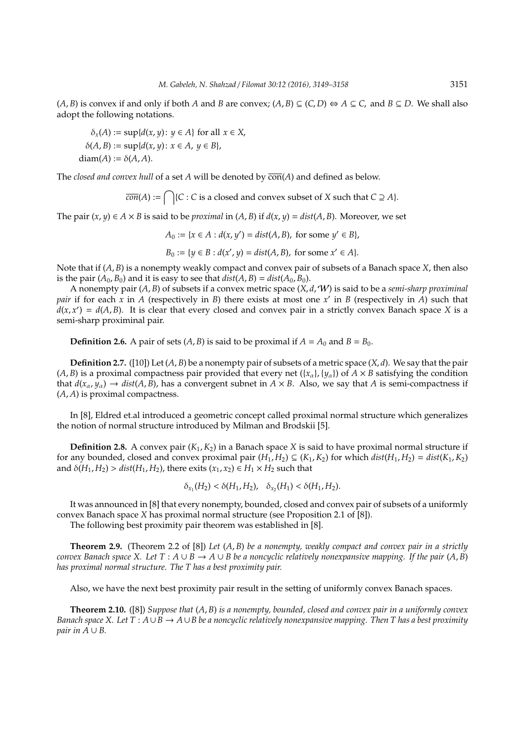$(A, B)$ is convex if and only if both $A$ and $B$ are convex; $(A, B) \subseteq (C, D) \Leftrightarrow A \subseteq C$, and $B \subseteq D$. We shall also adopt the following notations.

$$\delta_x(A) := \sup\{d(x, y) \colon y \in A\} \text{ for all } x \in X,$$

$$\delta(A, B) := \sup\{d(x, y) \colon x \in A,\ y \in B\},$$

$$\operatorname{diam}(A) := \delta(A, A).$$

The *closed and convex hull* of a set $A$ will be denoted by $\overline{\text{con}}(A)$ and defined as below.

$$\overline{con}(A) := \bigcap\{C : C \text{ is a closed and convex subset of } X \text{ such that } C \supseteq A\}.$$

The pair $(x, y) \in A \times B$ is said to be *proximal* in $(A, B)$ if $d(x, y) = dist(A, B)$. Moreover, we set

$$A_0 := \{x \in A : d(x, y') = dist(A, B), \text{ for some } y' \in B\},$$

$$B_0 := \{y \in B : d(x', y) = dist(A, B), \text{ for some } x' \in A\}.$$

Note that if $(A, B)$ is a nonempty weakly compact and convex pair of subsets of a Banach space $X$, then also is the pair $(A_0, B_0)$ and it is easy to see that $dist(A, B) = dist(A_0, B_0)$.

A nonempty pair $(A, B)$ of subsets if a convex metric space $(X, d, \mathcal{W})$ is said to be a *semi-sharp proximinal pair* if for each $x$ in $A$ (respectively in $B$) there exists at most one $x'$ in $B$ (respectively in $A$) such that $d(x, x') = d(A, B)$. It is clear that every closed and convex pair in a strictly convex Banach space $X$ is a semi-sharp proximinal pair.

**Definition 2.6.** A pair of sets $(A, B)$ is said to be proximal if $A = A_0$ and $B = B_0$.

**Definition 2.7.** ([10]) Let $(A, B)$ be a nonempty pair of subsets of a metric space $(X, d)$. We say that the pair $(A, B)$ is a proximal compactness pair provided that every net $(\{x_\alpha\}, \{y_\alpha\})$ of $A \times B$ satisfying the condition that $d(x_\alpha, y_\alpha) \to dist(A, B)$, has a convergent subnet in $A \times B$. Also, we say that $A$ is semi-compactness if $(A, A)$ is proximal compactness.

In [8], Eldred et.al introduced a geometric concept called proximal normal structure which generalizes the notion of normal structure introduced by Milman and Brodskii [5].

**Definition 2.8.** A convex pair $(K_1, K_2)$ in a Banach space $X$ is said to have proximal normal structure if for any bounded, closed and convex proximal pair $(H_1, H_2) \subseteq (K_1, K_2)$ for which $dist(H_1, H_2) = dist(K_1, K_2)$ and $\delta(H_1, H_2) > dist(H_1, H_2)$, there exits $(x_1, x_2) \in H_1 \times H_2$ such that

$$\delta_{x_1}(H_2) < \delta(H_1, H_2), \quad \delta_{x_2}(H_1) < \delta(H_1, H_2).$$

It was announced in [8] that every nonempty, bounded, closed and convex pair of subsets of a uniformly convex Banach space $X$ has proximal normal structure (see Proposition 2.1 of [8]).

The following best proximity pair theorem was established in [8].

**Theorem 2.9.** (Theorem 2.2 of [8]) *Let $(A, B)$ be a nonempty, weakly compact and convex pair in a strictly convex Banach space X. Let $T : A \cup B \to A \cup B$ be a noncyclic relatively nonexpansive mapping. If the pair $(A, B)$ has proximal normal structure. The T has a best proximity pair.*

Also, we have the next best proximity pair result in the setting of uniformly convex Banach spaces.

**Theorem 2.10.** ([8]) *Suppose that $(A, B)$ is a nonempty, bounded, closed and convex pair in a uniformly convex Banach space X. Let $T : A \cup B \to A \cup B$ be a noncyclic relatively nonexpansive mapping. Then T has a best proximity pair in $A \cup B$.*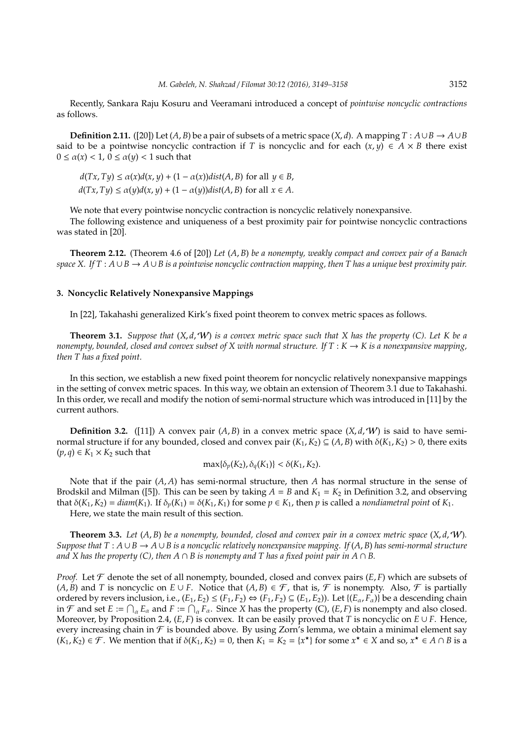Recently, Sankara Raju Kosuru and Veeramani introduced a concept of *pointwise noncyclic contractions* as follows.

**Definition 2.11.** ([20]) Let $(A, B)$ be a pair of subsets of a metric space $(X, d)$. A mapping $T : A \cup B \to A \cup B$ said to be a pointwise noncyclic contraction if $T$ is noncyclic and for each $(x, y) \in A \times B$ there exist $0 \le \alpha(x) < 1$, $0 \le \alpha(y) < 1$ such that

$$d(Tx, Ty) \le \alpha(x)d(x, y) + (1 - \alpha(x))dist(A, B) \text{ for all } y \in B,$$
$$d(Tx, Ty) \le \alpha(y)d(x, y) + (1 - \alpha(y))dist(A, B) \text{ for all } x \in A.$$

We note that every pointwise noncyclic contraction is noncyclic relatively nonexpansive.

The following existence and uniqueness of a best proximity pair for pointwise noncyclic contractions was stated in [20].

**Theorem 2.12.** (Theorem 4.6 of [20]) *Let $(A, B)$ be a nonempty, weakly compact and convex pair of a Banach space $X$. If $T : A \cup B \to A \cup B$ is a pointwise noncyclic contraction mapping, then $T$ has a unique best proximity pair.*

## 3. Noncyclic Relatively Nonexpansive Mappings

In [22], Takahashi generalized Kirk's fixed point theorem to convex metric spaces as follows.

**Theorem 3.1.** *Suppose that $(X, d, \mathcal{W})$ is a convex metric space such that $X$ has the property (C). Let $K$ be a nonempty, bounded, closed and convex subset of $X$ with normal structure. If $T : K \to K$ is a nonexpansive mapping, then $T$ has a fixed point.*

In this section, we establish a new fixed point theorem for noncyclic relatively nonexpansive mappings in the setting of convex metric spaces. In this way, we obtain an extension of Theorem 3.1 due to Takahashi. In this order, we recall and modify the notion of semi-normal structure which was introduced in [11] by the current authors.

**Definition 3.2.** ([11]) A convex pair $(A, B)$ in a convex metric space $(X, d, \mathcal{W})$ is said to have semi-normal structure if for any bounded, closed and convex pair $(K_1, K_2) \subseteq (A, B)$ with $\delta(K_1, K_2) > 0$, there exits $(p, q) \in K_1 \times K_2$ such that

$$\max\{\delta_p(K_2), \delta_q(K_1)\} < \delta(K_1, K_2).$$

Note that if the pair $(A, A)$ has semi-normal structure, then $A$ has normal structure in the sense of Brodskil and Milman ([5]). This can be seen by taking $A = B$ and $K_1 = K_2$ in Definition 3.2, and observing that $\delta(K_1, K_2) = diam(K_1)$. If $\delta_p(K_1) = \delta(K_1, K_1)$ for some $p \in K_1$, then $p$ is called a *nondiametral point* of $K_1$.

Here, we state the main result of this section.

**Theorem 3.3.** *Let $(A, B)$ be a nonempty, bounded, closed and convex pair in a convex metric space $(X, d, \mathcal{W})$. Suppose that $T : A \cup B \to A \cup B$ is a noncyclic relatively nonexpansive mapping. If $(A, B)$ has semi-normal structure and $X$ has the property (C), then $A \cap B$ is nonempty and $T$ has a fixed point pair in $A \cap B$.*

*Proof.* Let $\mathcal{F}$ denote the set of all nonempty, bounded, closed and convex pairs $(E, F)$ which are subsets of $(A, B)$ and $T$ is noncyclic on $E \cup F$. Notice that $(A, B) \in \mathcal{F}$, that is, $\mathcal{F}$ is nonempty. Also, $\mathcal{F}$ is partially ordered by revers inclusion, i.e., $(E_1, E_2) \le (F_1, F_2) \Leftrightarrow (F_1, F_2) \subseteq (E_1, E_2)$). Let $\{(E_\alpha, F_\alpha)\}$ be a descending chain in $\mathcal{F}$ and set $E := \bigcap_\alpha E_\alpha$ and $F := \bigcap_\alpha F_\alpha$. Since $X$ has the property (C), $(E, F)$ is nonempty and also closed. Moreover, by Proposition 2.4, $(E, F)$ is convex. It can be easily proved that $T$ is noncyclic on $E \cup F$. Hence, every increasing chain in $\mathcal{F}$ is bounded above. By using Zorn's lemma, we obtain a minimal element say $(K_1, K_2) \in \mathcal{F}$. We mention that if $\delta(K_1, K_2) = 0$, then $K_1 = K_2 = \{x^\star\}$ for some $x^\star \in X$ and so, $x^\star \in A \cap B$ is a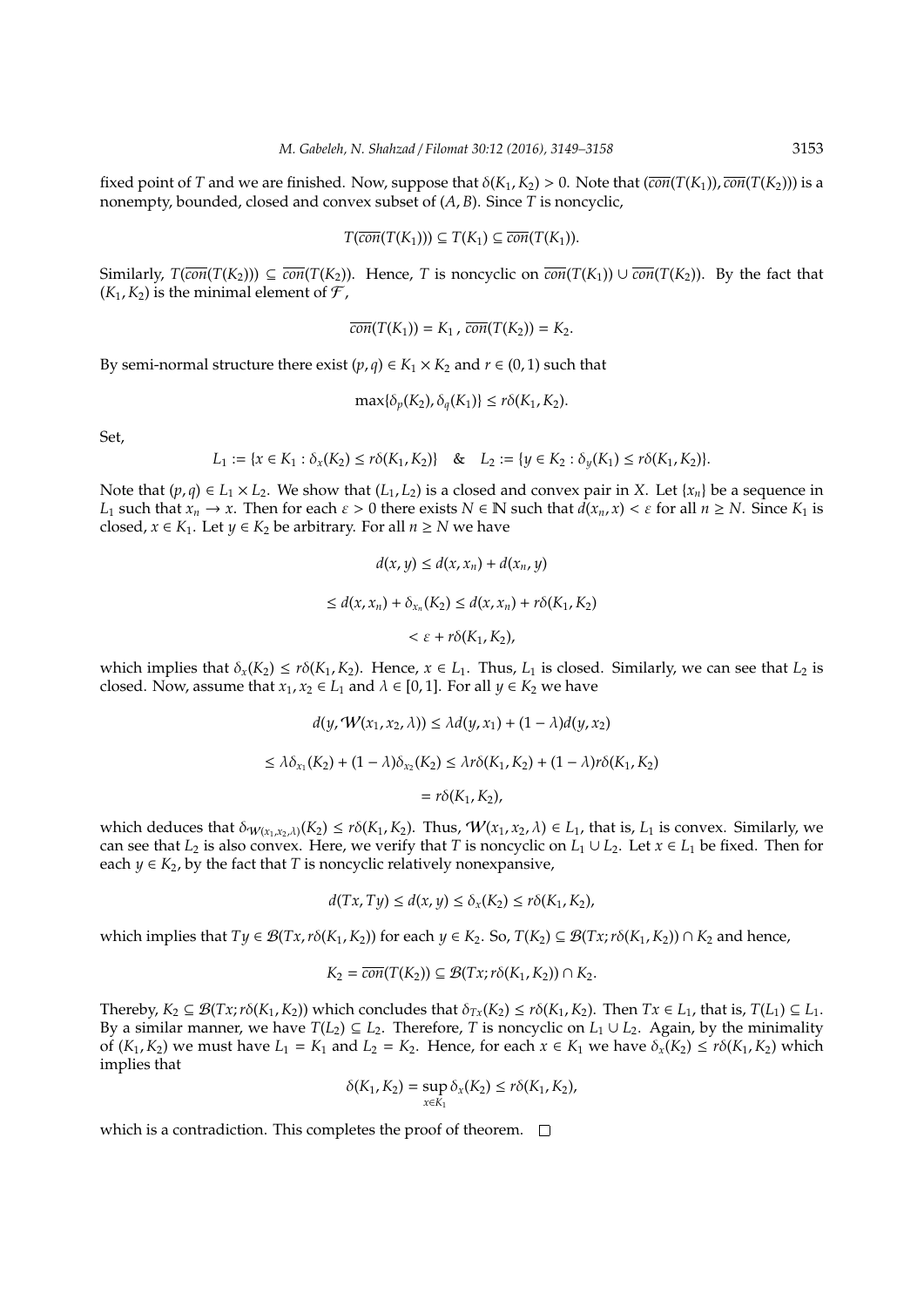fixed point of $T$ and we are finished. Now, suppose that $\delta(K_1, K_2) > 0$. Note that $(\overline{con}(T(K_1)), \overline{con}(T(K_2)))$ is a nonempty, bounded, closed and convex subset of $(A, B)$. Since $T$ is noncyclic,

$$T(\overline{con}(T(K_1))) \subseteq T(K_1) \subseteq \overline{con}(T(K_1)).$$

Similarly, $T(\overline{con}(T(K_2))) \subseteq \overline{con}(T(K_2))$. Hence, $T$ is noncyclic on $\overline{con}(T(K_1)) \cup \overline{con}(T(K_2))$. By the fact that $(K_1, K_2)$ is the minimal element of $\mathcal{F}$,

$$\overline{con}(T(K_1)) = K_1 \,,\, \overline{con}(T(K_2)) = K_2.$$

By semi-normal structure there exist $(p, q) \in K_1 \times K_2$ and $r \in (0, 1)$ such that

$$\max\{\delta_p(K_2), \delta_q(K_1)\} \leq r\delta(K_1, K_2).$$

Set,

$$L_1 := \{x \in K_1 : \delta_x(K_2) \leq r\delta(K_1, K_2)\} \quad \& \quad L_2 := \{y \in K_2 : \delta_y(K_1) \leq r\delta(K_1, K_2)\}.$$

Note that $(p, q) \in L_1 \times L_2$. We show that $(L_1, L_2)$ is a closed and convex pair in $X$. Let $\{x_n\}$ be a sequence in $L_1$ such that $x_n \to x$. Then for each $\varepsilon > 0$ there exists $N \in \mathbb{N}$ such that $d(x_n, x) < \varepsilon$ for all $n \geq N$. Since $K_1$ is closed, $x \in K_1$. Let $y \in K_2$ be arbitrary. For all $n \geq N$ we have

$$d(x, y) \leq d(x, x_n) + d(x_n, y)$$

$$\leq d(x, x_n) + \delta_{x_n}(K_2) \leq d(x, x_n) + r\delta(K_1, K_2)$$

$$< \varepsilon + r\delta(K_1, K_2),$$

which implies that $\delta_x(K_2) \leq r\delta(K_1, K_2)$. Hence, $x \in L_1$. Thus, $L_1$ is closed. Similarly, we can see that $L_2$ is closed. Now, assume that $x_1, x_2 \in L_1$ and $\lambda \in [0, 1]$. For all $y \in K_2$ we have

$$d(y, \mathcal{W}(x_1, x_2, \lambda)) \leq \lambda d(y, x_1) + (1 - \lambda)d(y, x_2)$$

$$\leq \lambda\delta_{x_1}(K_2) + (1 - \lambda)\delta_{x_2}(K_2) \leq \lambda r\delta(K_1, K_2) + (1 - \lambda)r\delta(K_1, K_2)$$

$$= r\delta(K_1, K_2),$$

which deduces that $\delta_{\mathcal{W}(x_1,x_2,\lambda)}(K_2) \leq r\delta(K_1, K_2)$. Thus, $\mathcal{W}(x_1, x_2, \lambda) \in L_1$, that is, $L_1$ is convex. Similarly, we can see that $L_2$ is also convex. Here, we verify that $T$ is noncyclic on $L_1 \cup L_2$. Let $x \in L_1$ be fixed. Then for each $y \in K_2$, by the fact that $T$ is noncyclic relatively nonexpansive,

$$d(Tx, Ty) \leq d(x, y) \leq \delta_x(K_2) \leq r\delta(K_1, K_2),$$

which implies that $Ty \in \mathcal{B}(Tx, r\delta(K_1, K_2))$ for each $y \in K_2$. So, $T(K_2) \subseteq \mathcal{B}(Tx; r\delta(K_1, K_2)) \cap K_2$ and hence,

$$K_2 = \overline{con}(T(K_2)) \subseteq \mathcal{B}(Tx; r\delta(K_1, K_2)) \cap K_2.$$

Thereby, $K_2 \subseteq \mathcal{B}(Tx; r\delta(K_1, K_2))$ which concludes that $\delta_{Tx}(K_2) \leq r\delta(K_1, K_2)$. Then $Tx \in L_1$, that is, $T(L_1) \subseteq L_1$. By a similar manner, we have $T(L_2) \subseteq L_2$. Therefore, $T$ is noncyclic on $L_1 \cup L_2$. Again, by the minimality of $(K_1, K_2)$ we must have $L_1 = K_1$ and $L_2 = K_2$. Hence, for each $x \in K_1$ we have $\delta_x(K_2) \leq r\delta(K_1, K_2)$ which implies that

$$\delta(K_1, K_2) = \sup_{x \in K_1} \delta_x(K_2) \leq r\delta(K_1, K_2),$$

which is a contradiction. This completes the proof of theorem. $\square$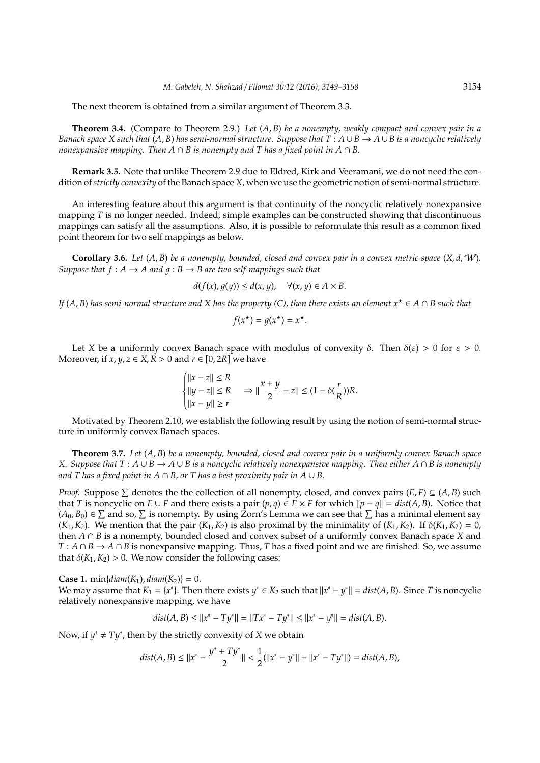The next theorem is obtained from a similar argument of Theorem 3.3.

**Theorem 3.4.** (Compare to Theorem 2.9.) *Let $(A, B)$ be a nonempty, weakly compact and convex pair in a Banach space $X$ such that $(A, B)$ has semi-normal structure. Suppose that $T : A \cup B \to A \cup B$ is a noncyclic relatively nonexpansive mapping. Then $A \cap B$ is nonempty and $T$ has a fixed point in $A \cap B$.*

**Remark 3.5.** Note that unlike Theorem 2.9 due to Eldred, Kirk and Veeramani, we do not need the condition of *strictly convexity* of the Banach space $X$, when we use the geometric notion of semi-normal structure.

An interesting feature about this argument is that continuity of the noncyclic relatively nonexpansive mapping $T$ is no longer needed. Indeed, simple examples can be constructed showing that discontinuous mappings can satisfy all the assumptions. Also, it is possible to reformulate this result as a common fixed point theorem for two self mappings as below.

**Corollary 3.6.** *Let $(A, B)$ be a nonempty, bounded, closed and convex pair in a convex metric space $(X, d, \mathcal{W})$. Suppose that $f : A \to A$ and $g : B \to B$ are two self-mappings such that*

$$d(f(x), g(y)) \leq d(x, y), \quad \forall (x, y) \in A \times B.$$

*If $(A, B)$ has semi-normal structure and $X$ has the property (C), then there exists an element $x^\star \in A \cap B$ such that*

$$f(x^\star) = g(x^\star) = x^\star.$$

Let $X$ be a uniformly convex Banach space with modulus of convexity $\delta$. Then $\delta(\varepsilon) > 0$ for $\varepsilon > 0$. Moreover, if $x, y, z \in X, R > 0$ and $r \in [0, 2R]$ we have

$$\begin{cases} \|x - z\| \leq R \\ \|y - z\| \leq R \\ \|x - y\| \geq r \end{cases} \Rightarrow \|\frac{x+y}{2} - z\| \leq (1 - \delta(\frac{r}{R}))R.$$

Motivated by Theorem 2.10, we establish the following result by using the notion of semi-normal structure in uniformly convex Banach spaces.

**Theorem 3.7.** *Let $(A, B)$ be a nonempty, bounded, closed and convex pair in a uniformly convex Banach space $X$. Suppose that $T : A \cup B \to A \cup B$ is a noncyclic relatively nonexpansive mapping. Then either $A \cap B$ is nonempty and $T$ has a fixed point in $A \cap B$, or $T$ has a best proximity pair in $A \cup B$.*

*Proof.* Suppose $\sum$ denotes the the collection of all nonempty, closed, and convex pairs $(E, F) \subseteq (A, B)$ such that $T$ is noncyclic on $E \cup F$ and there exists a pair $(p, q) \in E \times F$ for which $\|p - q\| = dist(A, B)$. Notice that $(A_0, B_0) \in \sum$ and so, $\sum$ is nonempty. By using Zorn's Lemma we can see that $\sum$ has a minimal element say $(K_1, K_2)$. We mention that the pair $(K_1, K_2)$ is also proximal by the minimality of $(K_1, K_2)$. If $\delta(K_1, K_2) = 0$, then $A \cap B$ is a nonempty, bounded closed and convex subset of a uniformly convex Banach space $X$ and $T : A \cap B \to A \cap B$ is nonexpansive mapping. Thus, $T$ has a fixed point and we are finished. So, we assume that $\delta(K_1, K_2) > 0$. We now consider the following cases:

**Case 1.** $\min\{diam(K_1), diam(K_2)\} = 0$.
We may assume that $K_1 = \{x^*\}$. Then there exists $y^* \in K_2$ such that $\|x^* - y^*\| = dist(A, B)$. Since $T$ is noncyclic relatively nonexpansive mapping, we have

$$dist(A, B) \leq \|x^* - Ty^*\| = \|Tx^* - Ty^*\| \leq \|x^* - y^*\| = dist(A, B).$$

Now, if $y^* \neq Ty^*$, then by the strictly convexity of $X$ we obtain

$$dist(A, B) \leq \|x^* - \frac{y^* + Ty^*}{2}\| < \frac{1}{2}(\|x^* - y^*\| + \|x^* - Ty^*\|) = dist(A, B),$$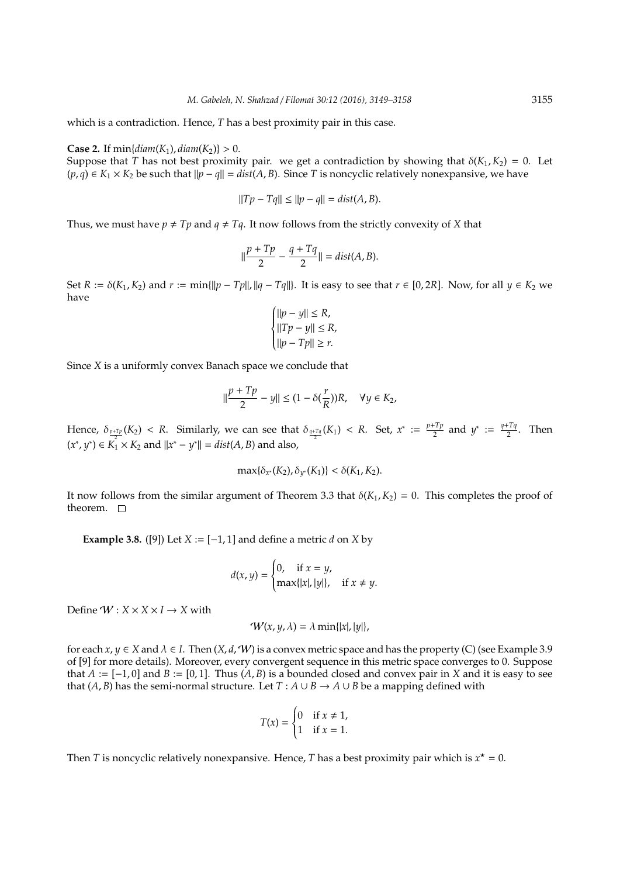which is a contradiction. Hence, $T$ has a best proximity pair in this case.

**Case 2.** If $\min\{diam(K_1), diam(K_2)\} > 0$.
Suppose that $T$ has not best proximity pair. we get a contradiction by showing that $\delta(K_1, K_2) = 0$. Let $(p, q) \in K_1 \times K_2$ be such that $\|p - q\| = dist(A, B)$. Since $T$ is noncyclic relatively nonexpansive, we have

$$\|Tp - Tq\| \leq \|p - q\| = dist(A, B).$$

Thus, we must have $p \neq Tp$ and $q \neq Tq$. It now follows from the strictly convexity of $X$ that

$$\|\frac{p + Tp}{2} - \frac{q + Tq}{2}\| = dist(A, B).$$

Set $R := \delta(K_1, K_2)$ and $r := \min\{\|p - Tp\|, \|q - Tq\|\}$. It is easy to see that $r \in [0, 2R]$. Now, for all $y \in K_2$ we have

$$\begin{cases} \|p - y\| \leq R, \\ \|Tp - y\| \leq R, \\ \|p - Tp\| \geq r. \end{cases}$$

Since $X$ is a uniformly convex Banach space we conclude that

$$\|\frac{p + Tp}{2} - y\| \leq (1 - \delta(\frac{r}{R}))R, \quad \forall y \in K_2,$$

Hence, $\delta_{\frac{p+Tp}{2}}(K_2) < R$. Similarly, we can see that $\delta_{\frac{q+Tq}{2}}(K_1) < R$. Set, $x^* := \frac{p+Tp}{2}$ and $y^* := \frac{q+Tq}{2}$. Then $(x^*, y^*) \in K_1 \times K_2$ and $\|x^* - y^*\| = dist(A, B)$ and also,

$$\max\{\delta_{x^*}(K_2), \delta_{y^*}(K_1)\} < \delta(K_1, K_2).$$

It now follows from the similar argument of Theorem 3.3 that $\delta(K_1, K_2) = 0$. This completes the proof of theorem. $\square$

**Example 3.8.** ([9]) Let $X := [-1, 1]$ and define a metric $d$ on $X$ by

$$d(x, y) = \begin{cases} 0, & \text{if } x = y, \\ \max\{|x|, |y|\}, & \text{if } x \neq y. \end{cases}$$

Define $\mathcal{W} : X \times X \times I \to X$ with

$$\mathcal{W}(x, y, \lambda) = \lambda \min\{|x|, |y|\},$$

for each $x, y \in X$ and $\lambda \in I$. Then $(X, d, \mathcal{W})$ is a convex metric space and has the property (C) (see Example 3.9 of [9] for more details). Moreover, every convergent sequence in this metric space converges to 0. Suppose that $A := [-1, 0]$ and $B := [0, 1]$. Thus $(A, B)$ is a bounded closed and convex pair in $X$ and it is easy to see that $(A, B)$ has the semi-normal structure. Let $T : A \cup B \to A \cup B$ be a mapping defined with

$$T(x) = \begin{cases} 0 & \text{if } x \neq 1, \\ 1 & \text{if } x = 1. \end{cases}$$

Then $T$ is noncyclic relatively nonexpansive. Hence, $T$ has a best proximity pair which is $x^\star = 0$.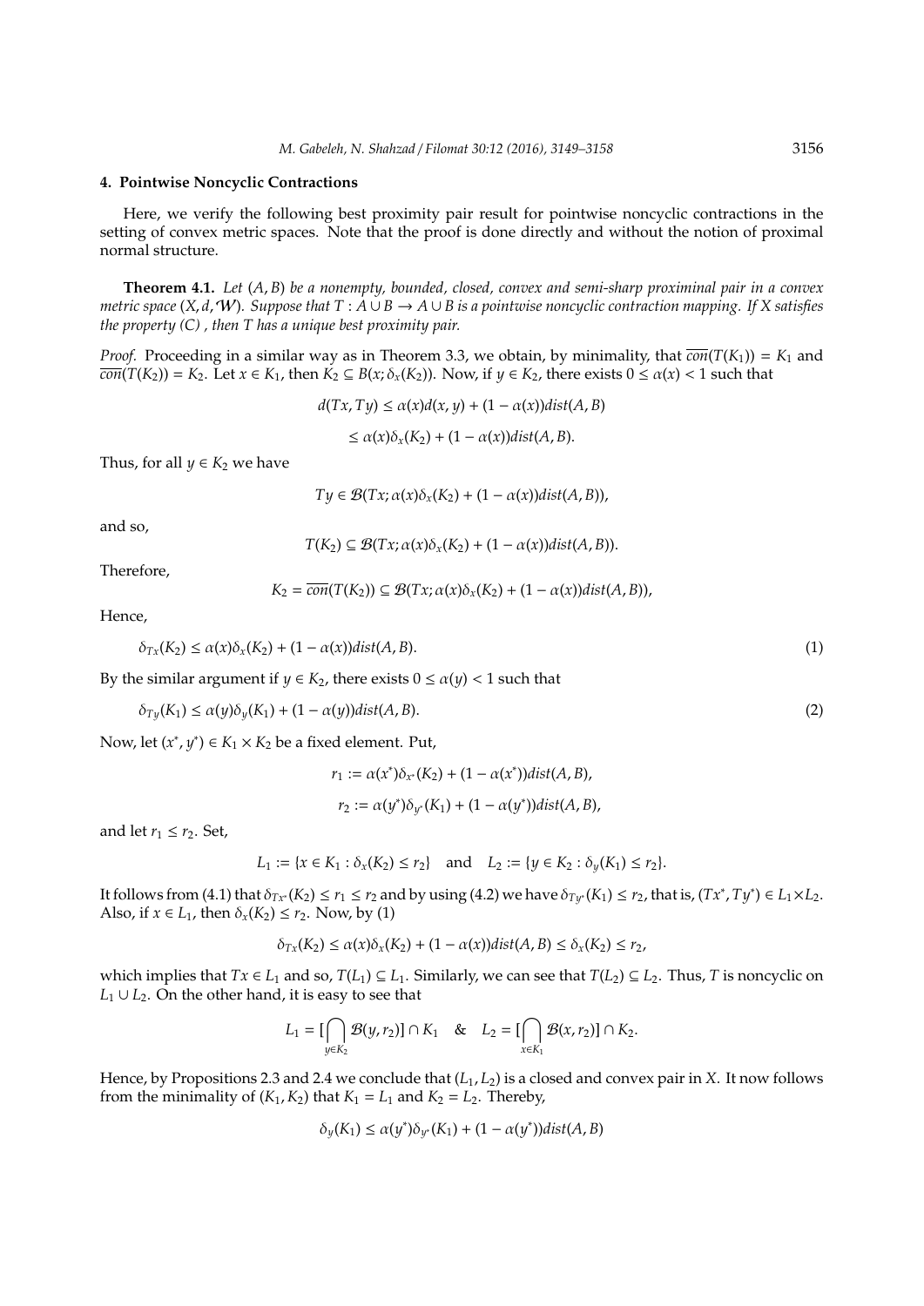## 4. Pointwise Noncyclic Contractions

Here, we verify the following best proximity pair result for pointwise noncyclic contractions in the setting of convex metric spaces. Note that the proof is done directly and without the notion of proximal normal structure.

**Theorem 4.1.** *Let $(A, B)$ be a nonempty, bounded, closed, convex and semi-sharp proximinal pair in a convex metric space $(X, d, \mathcal{W})$. Suppose that $T : A \cup B \to A \cup B$ is a pointwise noncyclic contraction mapping. If $X$ satisfies the property (C) , then $T$ has a unique best proximity pair.*

*Proof.* Proceeding in a similar way as in Theorem 3.3, we obtain, by minimality, that $\overline{con}(T(K_1)) = K_1$ and $\overline{con}(T(K_2)) = K_2$. Let $x \in K_1$, then $K_2 \subseteq B(x; \delta_x(K_2))$. Now, if $y \in K_2$, there exists $0 \leq \alpha(x) < 1$ such that

$$d(Tx, Ty) \leq \alpha(x)d(x, y) + (1 - \alpha(x))dist(A, B)$$

$$\leq \alpha(x)\delta_x(K_2) + (1 - \alpha(x))dist(A, B).$$

Thus, for all $y \in K_2$ we have

$$Ty \in \mathcal{B}(Tx; \alpha(x)\delta_x(K_2) + (1 - \alpha(x))dist(A, B)),$$

and so,

$$T(K_2) \subseteq \mathcal{B}(Tx; \alpha(x)\delta_x(K_2) + (1 - \alpha(x))dist(A, B)).$$

Therefore,

$$K_2 = \overline{con}(T(K_2)) \subseteq \mathcal{B}(Tx; \alpha(x)\delta_x(K_2) + (1 - \alpha(x))dist(A, B)),$$

Hence,

$$\delta_{Tx}(K_2) \leq \alpha(x)\delta_x(K_2) + (1 - \alpha(x))dist(A, B). \tag{1}$$

By the similar argument if $y \in K_2$, there exists $0 \leq \alpha(y) < 1$ such that

$$\delta_{Ty}(K_1) \leq \alpha(y)\delta_y(K_1) + (1 - \alpha(y))dist(A, B). \tag{2}$$

Now, let $(x^*, y^*) \in K_1 \times K_2$ be a fixed element. Put,

$$r_1 := \alpha(x^*)\delta_{x^*}(K_2) + (1 - \alpha(x^*))dist(A, B),$$

$$r_2 := \alpha(y^*)\delta_{y^*}(K_1) + (1 - \alpha(y^*))dist(A, B),$$

and let $r_1 \leq r_2$. Set,

$$L_1 := \{x \in K_1 : \delta_x(K_2) \leq r_2\} \quad \text{and} \quad L_2 := \{y \in K_2 : \delta_y(K_1) \leq r_2\}.$$

It follows from (4.1) that $\delta_{Tx^*}(K_2) \leq r_1 \leq r_2$ and by using (4.2) we have $\delta_{Ty^*}(K_1) \leq r_2$, that is, $(Tx^*, Ty^*) \in L_1 \times L_2$. Also, if $x \in L_1$, then $\delta_x(K_2) \leq r_2$. Now, by (1)

$$\delta_{Tx}(K_2) \leq \alpha(x)\delta_x(K_2) + (1 - \alpha(x))dist(A, B) \leq \delta_x(K_2) \leq r_2,$$

which implies that $Tx \in L_1$ and so, $T(L_1) \subseteq L_1$. Similarly, we can see that $T(L_2) \subseteq L_2$. Thus, $T$ is noncyclic on $L_1 \cup L_2$. On the other hand, it is easy to see that

$$L_1 = [\bigcap_{y \in K_2} \mathcal{B}(y, r_2)] \cap K_1 \quad \& \quad L_2 = [\bigcap_{x \in K_1} \mathcal{B}(x, r_2)] \cap K_2.$$

Hence, by Propositions 2.3 and 2.4 we conclude that $(L_1, L_2)$ is a closed and convex pair in $X$. It now follows from the minimality of $(K_1, K_2)$ that $K_1 = L_1$ and $K_2 = L_2$. Thereby,

$$\delta_y(K_1) \leq \alpha(y^*)\delta_{y^*}(K_1) + (1 - \alpha(y^*))dist(A, B)$$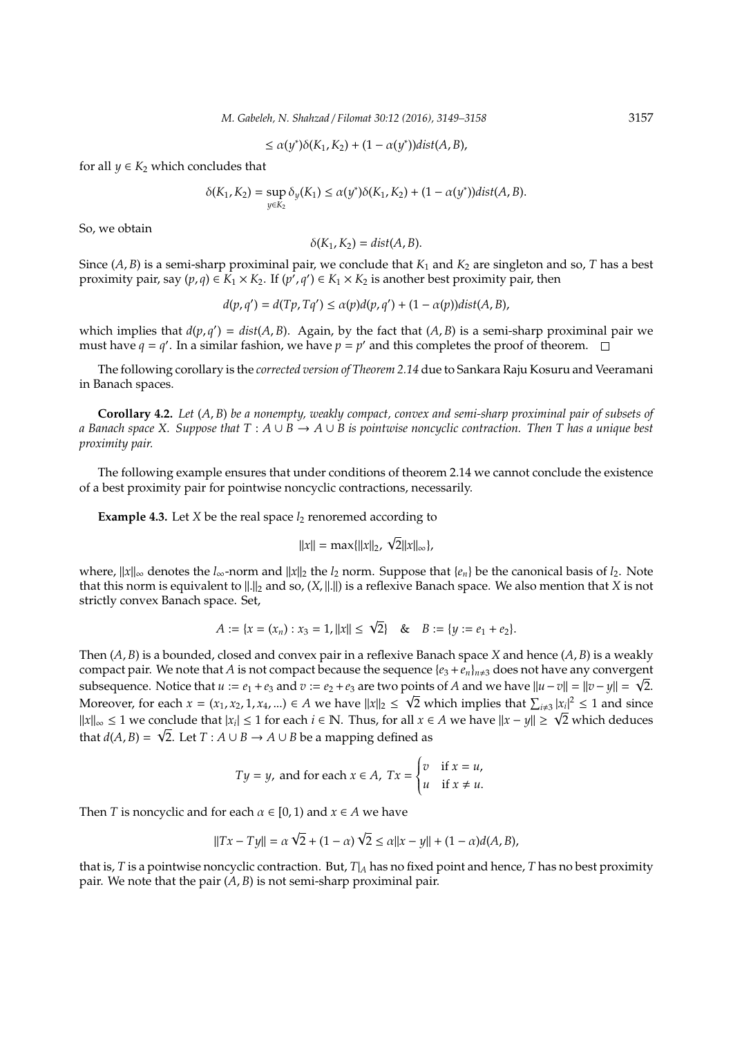$$\leq \alpha(y^*)\delta(K_1, K_2) + (1 - \alpha(y^*))dist(A, B),$$

for all $y \in K_2$ which concludes that

$$\delta(K_1, K_2) = \sup_{y \in K_2} \delta_y(K_1) \leq \alpha(y^*)\delta(K_1, K_2) + (1 - \alpha(y^*))dist(A, B).$$

So, we obtain

$$\delta(K_1, K_2) = dist(A, B).$$

Since $(A, B)$ is a semi-sharp proximinal pair, we conclude that $K_1$ and $K_2$ are singleton and so, $T$ has a best proximity pair, say $(p, q) \in K_1 \times K_2$. If $(p', q') \in K_1 \times K_2$ is another best proximity pair, then

$$d(p, q') = d(Tp, Tq') \leq \alpha(p)d(p, q') + (1 - \alpha(p))dist(A, B),$$

which implies that $d(p, q') = dist(A, B)$. Again, by the fact that $(A, B)$ is a semi-sharp proximinal pair we must have $q = q'$. In a similar fashion, we have $p = p'$ and this completes the proof of theorem. □

The following corollary is the *corrected version of Theorem 2.14* due to Sankara Raju Kosuru and Veeramani in Banach spaces.

**Corollary 4.2.** *Let $(A, B)$ be a nonempty, weakly compact, convex and semi-sharp proximinal pair of subsets of a Banach space $X$. Suppose that $T : A \cup B \to A \cup B$ is pointwise noncyclic contraction. Then $T$ has a unique best proximity pair.*

The following example ensures that under conditions of theorem 2.14 we cannot conclude the existence of a best proximity pair for pointwise noncyclic contractions, necessarily.

**Example 4.3.** Let $X$ be the real space $l_2$ renoremed according to

$$\|x\| = \max\{\|x\|_2, \sqrt{2}\|x\|_\infty\},$$

where, $\|x\|_\infty$ denotes the $l_\infty$-norm and $\|x\|_2$ the $l_2$ norm. Suppose that $\{e_n\}$ be the canonical basis of $l_2$. Note that this norm is equivalent to $\|.\|_2$ and so, $(X, \|.\|)$ is a reflexive Banach space. We also mention that $X$ is not strictly convex Banach space. Set,

$$A := \{x = (x_n) : x_3 = 1, \|x\| \leq \sqrt{2}\} \quad \& \quad B := \{y := e_1 + e_2\}.$$

Then $(A, B)$ is a bounded, closed and convex pair in a reflexive Banach space $X$ and hence $(A, B)$ is a weakly compact pair. We note that $A$ is not compact because the sequence $\{e_3 + e_n\}_{n \neq 3}$ does not have any convergent subsequence. Notice that $u := e_1 + e_3$ and $v := e_2 + e_3$ are two points of $A$ and we have $\|u - v\| = \|v - y\| = \sqrt{2}$. Moreover, for each $x = (x_1, x_2, 1, x_4, ...) \in A$ we have $\|x\|_2 \leq \sqrt{2}$ which implies that $\sum_{i \neq 3} |x_i|^2 \leq 1$ and since $\|x\|_\infty \leq 1$ we conclude that $|x_i| \leq 1$ for each $i \in \mathbb{N}$. Thus, for all $x \in A$ we have $\|x - y\| \geq \sqrt{2}$ which deduces that $d(A, B) = \sqrt{2}$. Let $T : A \cup B \to A \cup B$ be a mapping defined as

$$Ty = y, \text{ and for each } x \in A, \ Tx = \begin{cases} v & \text{if } x = u, \\ u & \text{if } x \neq u. \end{cases}$$

Then $T$ is noncyclic and for each $\alpha \in [0, 1)$ and $x \in A$ we have

$$\|Tx - Ty\| = \alpha\sqrt{2} + (1 - \alpha)\sqrt{2} \leq \alpha\|x - y\| + (1 - \alpha)d(A, B),$$

that is, $T$ is a pointwise noncyclic contraction. But, $T|_A$ has no fixed point and hence, $T$ has no best proximity pair. We note that the pair $(A, B)$ is not semi-sharp proximinal pair.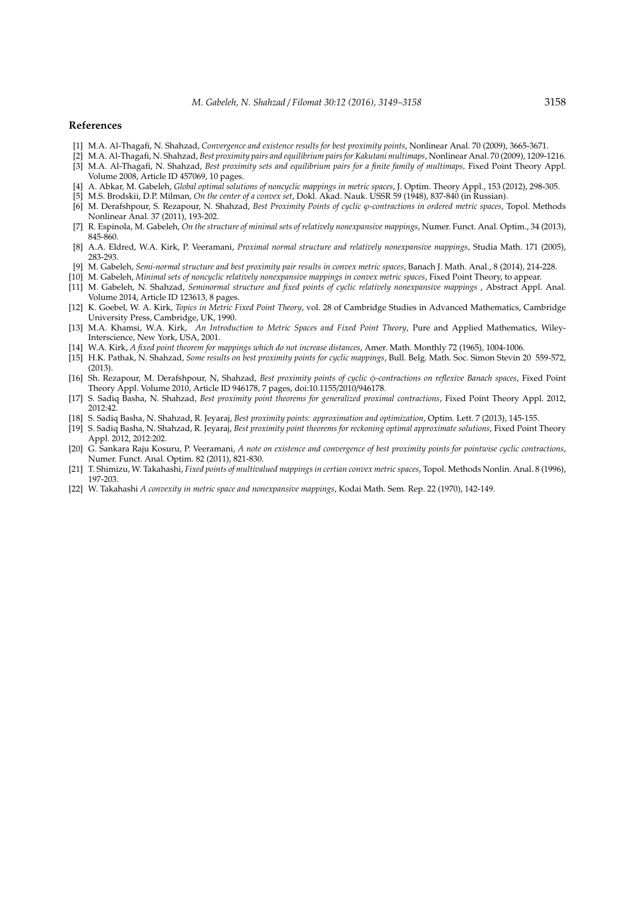## References

[1] M.A. Al-Thagafi, N. Shahzad, *Convergence and existence results for best proximity points*, Nonlinear Anal. 70 (2009), 3665-3671.

[2] M.A. Al-Thagafi, N. Shahzad, *Best proximity pairs and equilibrium pairs for Kakutani multimaps*, Nonlinear Anal. 70 (2009), 1209-1216.

[3] M.A. Al-Thagafi, N. Shahzad, *Best proximity sets and equilibrium pairs for a finite family of multimaps,* Fixed Point Theory Appl. Volume 2008, Article ID 457069, 10 pages.

[4] A. Abkar, M. Gabeleh, *Global optimal solutions of noncyclic mappings in metric spaces*, J. Optim. Theory Appl., 153 (2012), 298-305.

[5] M.S. Brodskii, D.P. Milman, *On the center of a convex set*, Dokl. Akad. Nauk. USSR 59 (1948), 837-840 (in Russian).

[6] M. Derafshpour, S. Rezapour, N. Shahzad, *Best Proximity Points of cyclic φ-contractions in ordered metric spaces*, Topol. Methods Nonlinear Anal. 37 (2011), 193-202.

[7] R. Espinola, M. Gabeleh, *On the structure of minimal sets of relatively nonexpansive mappings*, Numer. Funct. Anal. Optim., 34 (2013), 845-860.

[8] A.A. Eldred, W.A. Kirk, P. Veeramani, *Proximal normal structure and relatively nonexpansive mappings*, Studia Math. 171 (2005), 283-293.

[9] M. Gabeleh, *Semi-normal structure and best proximity pair results in convex metric spaces*, Banach J. Math. Anal., 8 (2014), 214-228.

[10] M. Gabeleh, *Minimal sets of noncyclic relatively nonexpansive mappings in convex metric spaces*, Fixed Point Theory, to appear.

[11] M. Gabeleh, N. Shahzad, *Seminormal structure and fixed points of cyclic relatively nonexpansive mappings* , Abstract Appl. Anal. Volume 2014, Article ID 123613, 8 pages.

[12] K. Goebel, W. A. Kirk, *Topics in Metric Fixed Point Theory*, vol. 28 of Cambridge Studies in Advanced Mathematics, Cambridge University Press, Cambridge, UK, 1990.

[13] M.A. Khamsi, W.A. Kirk, *An Introduction to Metric Spaces and Fixed Point Theory*, Pure and Applied Mathematics, Wiley-Interscience, New York, USA, 2001.

[14] W.A. Kirk, *A fixed point theorem for mappings which do not increase distances*, Amer. Math. Monthly 72 (1965), 1004-1006.

[15] H.K. Pathak, N. Shahzad, *Some results on best proximity points for cyclic mappings*, Bull. Belg. Math. Soc. Simon Stevin 20 559-572, (2013).

[16] Sh. Rezapour, M. Derafshpour, N, Shahzad, *Best proximity points of cyclic φ-contractions on reflexive Banach spaces*, Fixed Point Theory Appl. Volume 2010, Article ID 946178, 7 pages, doi:10.1155/2010/946178.

[17] S. Sadiq Basha, N. Shahzad, *Best proximity point theorems for generalized proximal contractions*, Fixed Point Theory Appl. 2012, 2012:42.

[18] S. Sadiq Basha, N. Shahzad, R. Jeyaraj, *Best proximity points: approximation and optimization*, Optim. Lett. 7 (2013), 145-155.

[19] S. Sadiq Basha, N. Shahzad, R. Jeyaraj, *Best proximity point theorems for reckoning optimal approximate solutions*, Fixed Point Theory Appl. 2012, 2012:202.

[20] G. Sankara Raju Kosuru, P. Veeramani, *A note on existence and convergence of best proximity points for pointwise cyclic contractions*, Numer. Funct. Anal. Optim. 82 (2011), 821-830.

[21] T. Shimizu, W. Takahashi, *Fixed points of multivalued mappings in certian convex metric spaces*, Topol. Methods Nonlin. Anal. 8 (1996), 197-203.

[22] W. Takahashi *A convexity in metric space and nonexpansive mappings*, Kodai Math. Sem. Rep. 22 (1970), 142-149.